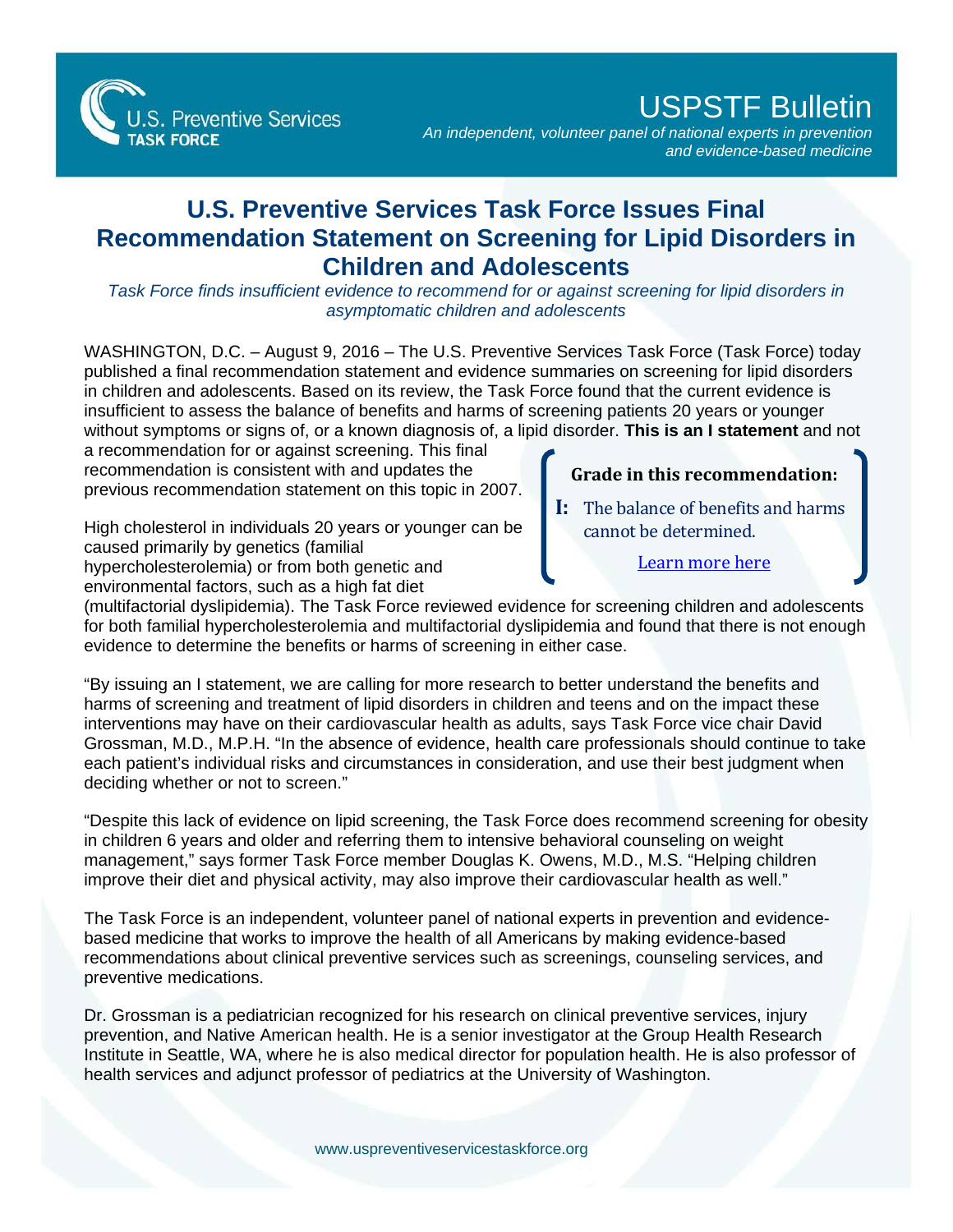USPSTF Bulletin

*An independent, volunteer panel of national experts in prevention and evidence-based medicine*

# U.S. Preventive Services Task Force Issues Final Recommendation Statement on Screening for Lipid Disorders in Children and Adolescents

*Task Force finds insufficient evidence to recommend for or against screening for lipid disorders in asymptomatic children and adolescents*

WASHINGTON, D.C. – August 9, 2016 – The U.S. Preventive Services Task Force (Task Force) today published a final recommendation statement and evidence summaries on screening for lipid disorders in children and adolescents. Based on its review, the Task Force found that the current evidence is insufficient to assess the balance of benefits and harms of screening patients 20 years or younger without symptoms or signs of, or a known diagnosis of, a lipid disorder. **This is an I statement** and not a recommendation for or against screening. This final recommendation is consistent with and updates the previous recommendation statement on this topic in 2007.

> **Grade in this recommendation:**
>
> **I:** The balance of benefits and harms cannot be determined.
>
> Learn more here

High cholesterol in individuals 20 years or younger can be caused primarily by genetics (familial hypercholesterolemia) or from both genetic and environmental factors, such as a high fat diet (multifactorial dyslipidemia). The Task Force reviewed evidence for screening children and adolescents for both familial hypercholesterolemia and multifactorial dyslipidemia and found that there is not enough evidence to determine the benefits or harms of screening in either case.

"By issuing an I statement, we are calling for more research to better understand the benefits and harms of screening and treatment of lipid disorders in children and teens and on the impact these interventions may have on their cardiovascular health as adults, says Task Force vice chair David Grossman, M.D., M.P.H. "In the absence of evidence, health care professionals should continue to take each patient's individual risks and circumstances in consideration, and use their best judgment when deciding whether or not to screen."

"Despite this lack of evidence on lipid screening, the Task Force does recommend screening for obesity in children 6 years and older and referring them to intensive behavioral counseling on weight management," says former Task Force member Douglas K. Owens, M.D., M.S. "Helping children improve their diet and physical activity, may also improve their cardiovascular health as well."

The Task Force is an independent, volunteer panel of national experts in prevention and evidence-based medicine that works to improve the health of all Americans by making evidence-based recommendations about clinical preventive services such as screenings, counseling services, and preventive medications.

Dr. Grossman is a pediatrician recognized for his research on clinical preventive services, injury prevention, and Native American health. He is a senior investigator at the Group Health Research Institute in Seattle, WA, where he is also medical director for population health. He is also professor of health services and adjunct professor of pediatrics at the University of Washington.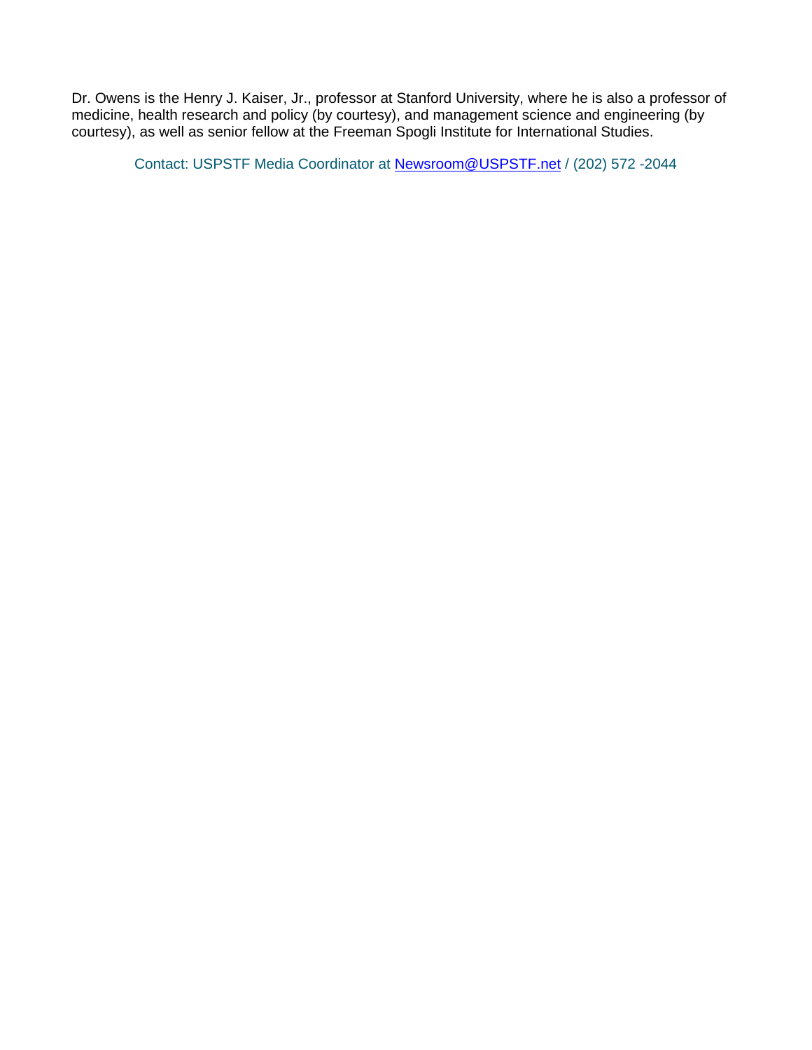Dr. Owens is the Henry J. Kaiser, Jr., professor at Stanford University, where he is also a professor of medicine, health research and policy (by courtesy), and management science and engineering (by courtesy), as well as senior fellow at the Freeman Spogli Institute for International Studies.

Contact: USPSTF Media Coordinator at Newsroom@USPSTF.net / (202) 572 -2044